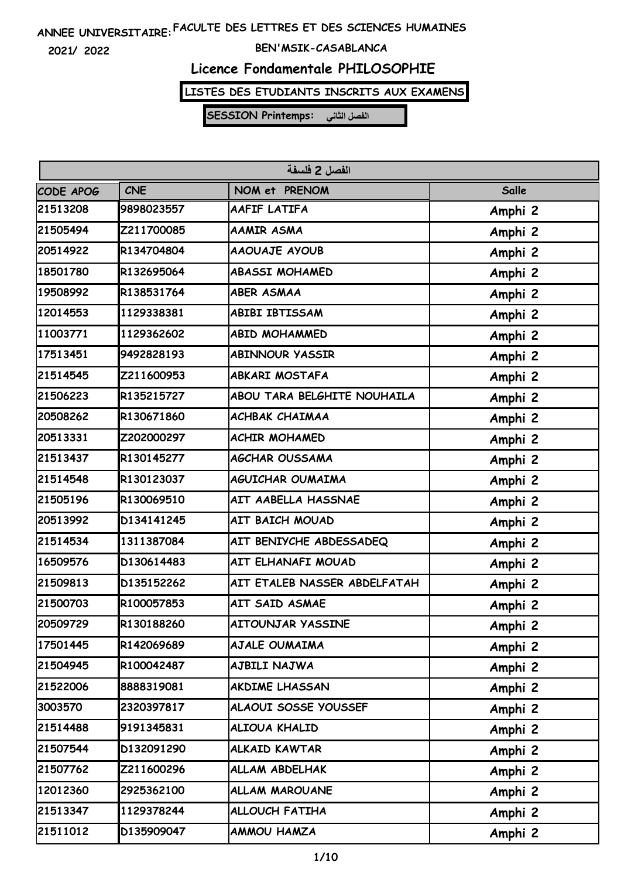ANNEE UNIVERSITAIRE: FACULTE DES LETTRES ET DES SCIENCES HUMAINES

2021/ 2022 BEN'MSIK-CASABLANCA

# Licence Fondamentale PHILOSOPHIE

**LISTES DES ETUDIANTS INSCRITS AUX EXAMENS**

**SESSION Printemps: الفصل الثاني**

| الفصل 2 فلسفة | | | |
|---|---|---|---|
| CODE APOG | CNE | NOM et PRENOM | Salle |
| 21513208 | 9898023557 | AAFIF LATIFA | Amphi 2 |
| 21505494 | Z211700085 | AAMIR ASMA | Amphi 2 |
| 20514922 | R134704804 | AAOUAJE AYOUB | Amphi 2 |
| 18501780 | R132695064 | ABASSI MOHAMED | Amphi 2 |
| 19508992 | R138531764 | ABER ASMAA | Amphi 2 |
| 12014553 | 1129338381 | ABIBI IBTISSAM | Amphi 2 |
| 11003771 | 1129362602 | ABID MOHAMMED | Amphi 2 |
| 17513451 | 9492828193 | ABINNOUR YASSIR | Amphi 2 |
| 21514545 | Z211600953 | ABKARI MOSTAFA | Amphi 2 |
| 21506223 | R135215727 | ABOU TARA BELGHITE NOUHAILA | Amphi 2 |
| 20508262 | R130671860 | ACHBAK CHAIMAA | Amphi 2 |
| 20513331 | Z202000297 | ACHIR MOHAMED | Amphi 2 |
| 21513437 | R130145277 | AGCHAR OUSSAMA | Amphi 2 |
| 21514548 | R130123037 | AGUICHAR OUMAIMA | Amphi 2 |
| 21505196 | R130069510 | AIT AABELLA HASSNAE | Amphi 2 |
| 20513992 | D134141245 | AIT BAICH MOUAD | Amphi 2 |
| 21514534 | 1311387084 | AIT BENIYCHE ABDESSADEQ | Amphi 2 |
| 16509576 | D130614483 | AIT ELHANAFI MOUAD | Amphi 2 |
| 21509813 | D135152262 | AIT ETALEB NASSER ABDELFATAH | Amphi 2 |
| 21500703 | R100057853 | AIT SAID ASMAE | Amphi 2 |
| 20509729 | R130188260 | AITOUNJAR YASSINE | Amphi 2 |
| 17501445 | R142069689 | AJALE OUMAIMA | Amphi 2 |
| 21504945 | R100042487 | AJBILI NAJWA | Amphi 2 |
| 21522006 | 8888319081 | AKDIME LHASSAN | Amphi 2 |
| 3003570 | 2320397817 | ALAOUI SOSSE YOUSSEF | Amphi 2 |
| 21514488 | 9191345831 | ALIOUA KHALID | Amphi 2 |
| 21507544 | D132091290 | ALKAID KAWTAR | Amphi 2 |
| 21507762 | Z211600296 | ALLAM ABDELHAK | Amphi 2 |
| 12012360 | 2925362100 | ALLAM MAROUANE | Amphi 2 |
| 21513347 | 1129378244 | ALLOUCH FATIHA | Amphi 2 |
| 21511012 | D135909047 | AMMOU HAMZA | Amphi 2 |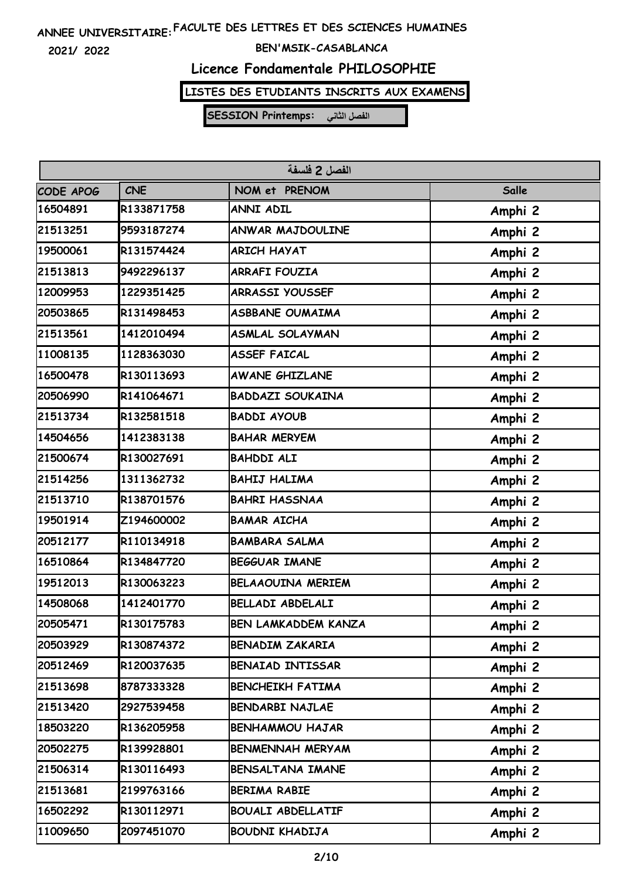ANNEE UNIVERSITAIRE: FACULTE DES LETTRES ET DES SCIENCES HUMAINES

2021/ 2022

BEN'MSIK-CASABLANCA

## Licence Fondamentale PHILOSOPHIE

**LISTES DES ETUDIANTS INSCRITS AUX EXAMENS**

**SESSION Printemps: الفصل الثاني**

| الفصل 2 فلسفة | | | |
|---|---|---|---|
| CODE APOG | CNE | NOM et PRENOM | Salle |
| 16504891 | R133871758 | ANNI ADIL | Amphi 2 |
| 21513251 | 9593187274 | ANWAR MAJDOULINE | Amphi 2 |
| 19500061 | R131574424 | ARICH HAYAT | Amphi 2 |
| 21513813 | 9492296137 | ARRAFI FOUZIA | Amphi 2 |
| 12009953 | 1229351425 | ARRASSI YOUSSEF | Amphi 2 |
| 20503865 | R131498453 | ASBBANE OUMAIMA | Amphi 2 |
| 21513561 | 1412010494 | ASMLAL SOLAYMAN | Amphi 2 |
| 11008135 | 1128363030 | ASSEF FAICAL | Amphi 2 |
| 16500478 | R130113693 | AWANE GHIZLANE | Amphi 2 |
| 20506990 | R141064671 | BADDAZI SOUKAINA | Amphi 2 |
| 21513734 | R132581518 | BADDI AYOUB | Amphi 2 |
| 14504656 | 1412383138 | BAHAR MERYEM | Amphi 2 |
| 21500674 | R130027691 | BAHDDI ALI | Amphi 2 |
| 21514256 | 1311362732 | BAHIJ HALIMA | Amphi 2 |
| 21513710 | R138701576 | BAHRI HASSNAA | Amphi 2 |
| 19501914 | Z194600002 | BAMAR AICHA | Amphi 2 |
| 20512177 | R110134918 | BAMBARA SALMA | Amphi 2 |
| 16510864 | R134847720 | BEGGUAR IMANE | Amphi 2 |
| 19512013 | R130063223 | BELAAOUINA MERIEM | Amphi 2 |
| 14508068 | 1412401770 | BELLADI ABDELALI | Amphi 2 |
| 20505471 | R130175783 | BEN LAMKADDEM KANZA | Amphi 2 |
| 20503929 | R130874372 | BENADIM ZAKARIA | Amphi 2 |
| 20512469 | R120037635 | BENAIAD INTISSAR | Amphi 2 |
| 21513698 | 8787333328 | BENCHEIKH FATIMA | Amphi 2 |
| 21513420 | 2927539458 | BENDARBI NAJLAE | Amphi 2 |
| 18503220 | R136205958 | BENHAMMOU HAJAR | Amphi 2 |
| 20502275 | R139928801 | BENMENNAH MERYAM | Amphi 2 |
| 21506314 | R130116493 | BENSALTANA IMANE | Amphi 2 |
| 21513681 | 2199763166 | BERIMA RABIE | Amphi 2 |
| 16502292 | R130112971 | BOUALI ABDELLATIF | Amphi 2 |
| 11009650 | 2097451070 | BOUDNI KHADIJA | Amphi 2 |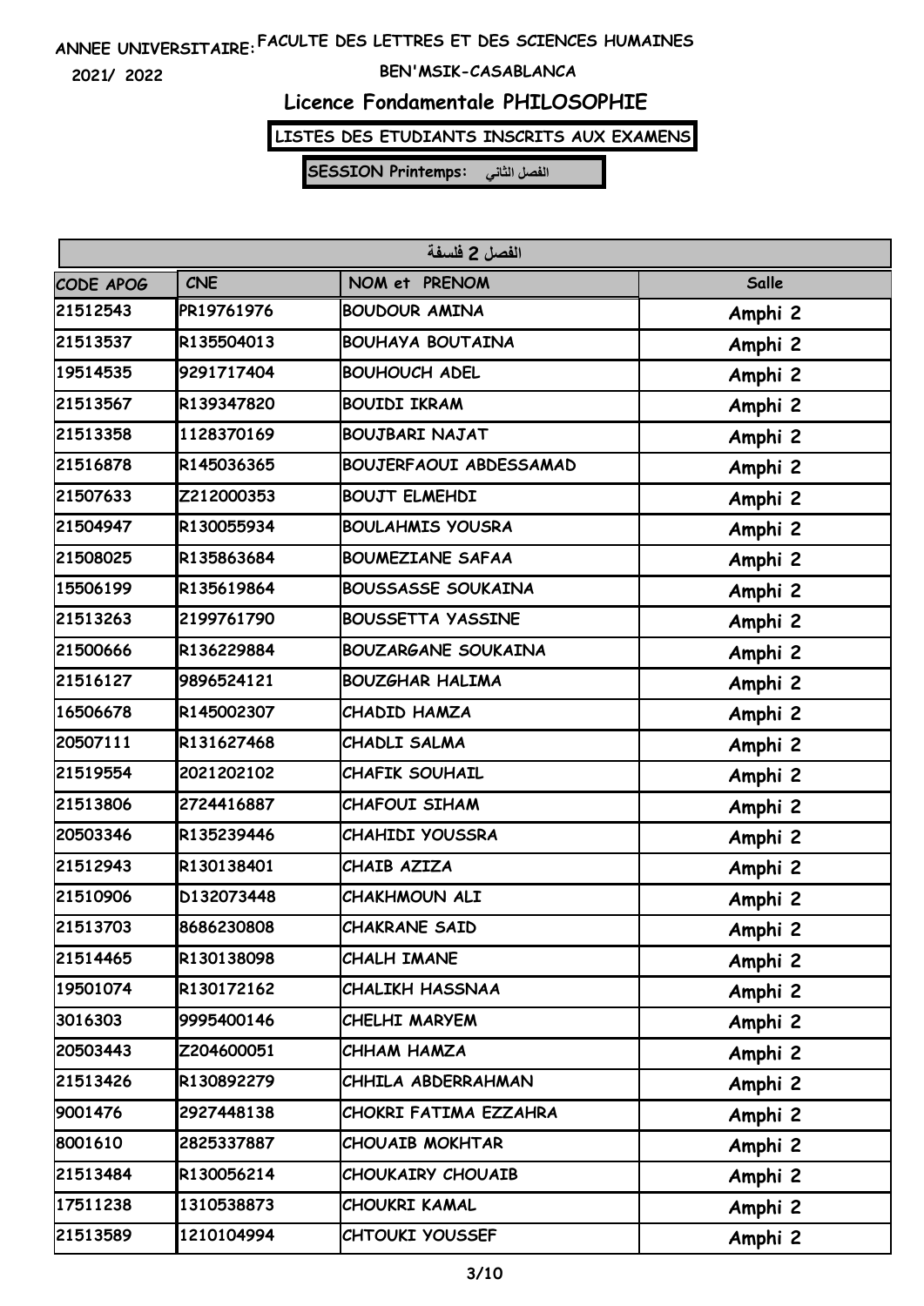ANNEE UNIVERSITAIRE: FACULTE DES LETTRES ET DES SCIENCES HUMAINES

2021/ 2022

BEN'MSIK-CASABLANCA

# Licence Fondamentale PHILOSOPHIE

**LISTES DES ETUDIANTS INSCRITS AUX EXAMENS**

**SESSION Printemps: الفصل الثاني**

| الفصل 2 فلسفة | | | |
|---|---|---|---|
| CODE APOG | CNE | NOM et PRENOM | Salle |
| 21512543 | PR19761976 | BOUDOUR AMINA | Amphi 2 |
| 21513537 | R135504013 | BOUHAYA BOUTAINA | Amphi 2 |
| 19514535 | 9291717404 | BOUHOUCH ADEL | Amphi 2 |
| 21513567 | R139347820 | BOUIDI IKRAM | Amphi 2 |
| 21513358 | 1128370169 | BOUJBARI NAJAT | Amphi 2 |
| 21516878 | R145036365 | BOUJERFAOUI ABDESSAMAD | Amphi 2 |
| 21507633 | Z212000353 | BOUJT ELMEHDI | Amphi 2 |
| 21504947 | R130055934 | BOULAHMIS YOUSRA | Amphi 2 |
| 21508025 | R135863684 | BOUMEZIANE SAFAA | Amphi 2 |
| 15506199 | R135619864 | BOUSSASSE SOUKAINA | Amphi 2 |
| 21513263 | 2199761790 | BOUSSETTA YASSINE | Amphi 2 |
| 21500666 | R136229884 | BOUZARGANE SOUKAINA | Amphi 2 |
| 21516127 | 9896524121 | BOUZGHAR HALIMA | Amphi 2 |
| 16506678 | R145002307 | CHADID HAMZA | Amphi 2 |
| 20507111 | R131627468 | CHADLI SALMA | Amphi 2 |
| 21519554 | 2021202102 | CHAFIK SOUHAIL | Amphi 2 |
| 21513806 | 2724416887 | CHAFOUI SIHAM | Amphi 2 |
| 20503346 | R135239446 | CHAHIDI YOUSSRA | Amphi 2 |
| 21512943 | R130138401 | CHAIB AZIZA | Amphi 2 |
| 21510906 | D132073448 | CHAKHMOUN ALI | Amphi 2 |
| 21513703 | 8686230808 | CHAKRANE SAID | Amphi 2 |
| 21514465 | R130138098 | CHALH IMANE | Amphi 2 |
| 19501074 | R130172162 | CHALIKH HASSNAA | Amphi 2 |
| 3016303 | 9995400146 | CHELHI MARYEM | Amphi 2 |
| 20503443 | Z204600051 | CHHAM HAMZA | Amphi 2 |
| 21513426 | R130892279 | CHHILA ABDERRAHMAN | Amphi 2 |
| 9001476 | 2927448138 | CHOKRI FATIMA EZZAHRA | Amphi 2 |
| 8001610 | 2825337887 | CHOUAIB MOKHTAR | Amphi 2 |
| 21513484 | R130056214 | CHOUKAIRY CHOUAIB | Amphi 2 |
| 17511238 | 1310538873 | CHOUKRI KAMAL | Amphi 2 |
| 21513589 | 1210104994 | CHTOUKI YOUSSEF | Amphi 2 |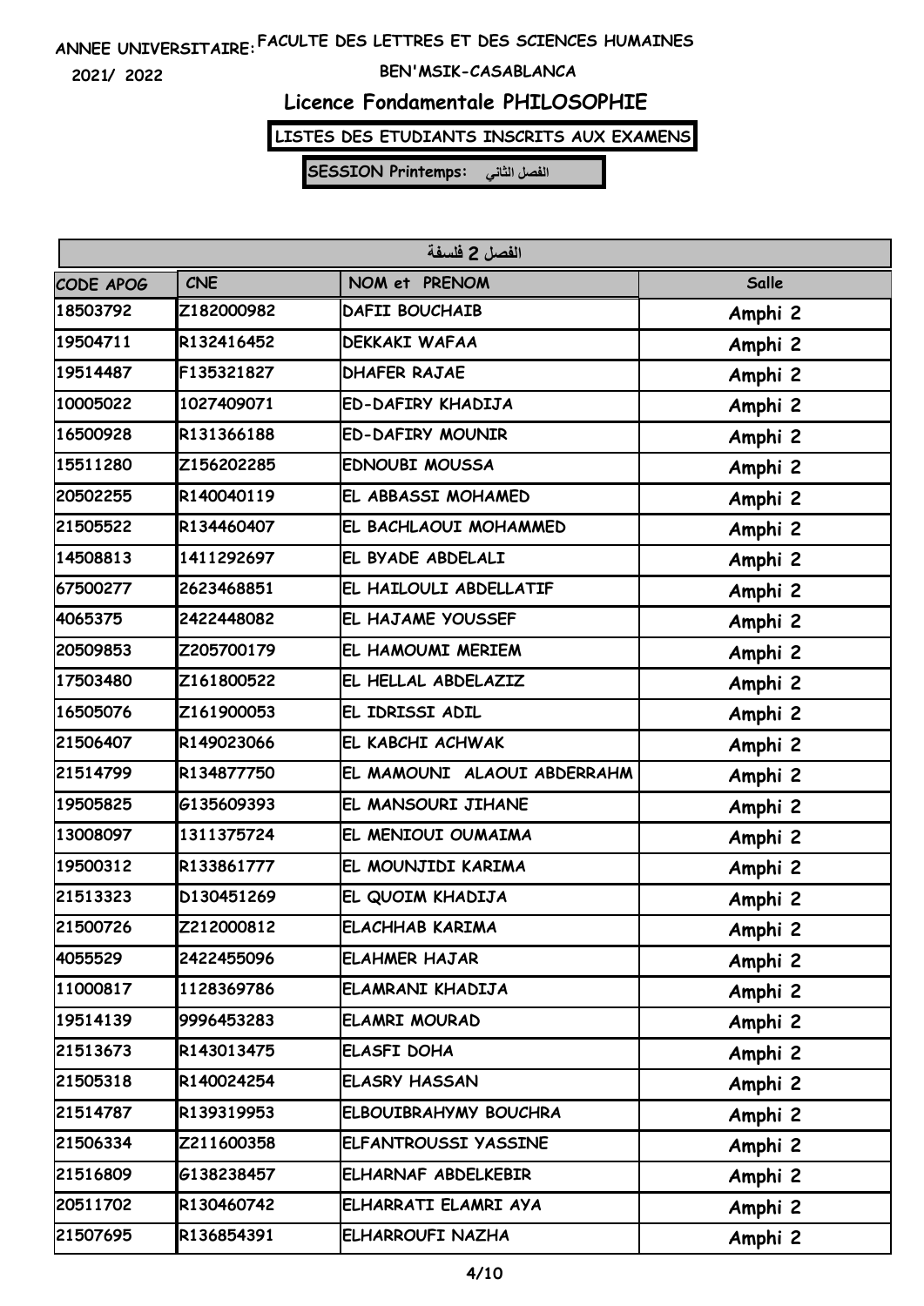ANNEE UNIVERSITAIRE: FACULTE DES LETTRES ET DES SCIENCES HUMAINES

2021/ 2022

BEN'MSIK-CASABLANCA

# Licence Fondamentale PHILOSOPHIE

**LISTES DES ETUDIANTS INSCRITS AUX EXAMENS**

**SESSION Printemps: الفصل الثاني**

| الفصل 2 فلسفة | | | |
|---|---|---|---|
| CODE APOG | CNE | NOM et PRENOM | Salle |
| 18503792 | Z182000982 | DAFII BOUCHAIB | Amphi 2 |
| 19504711 | R132416452 | DEKKAKI WAFAA | Amphi 2 |
| 19514487 | F135321827 | DHAFER RAJAE | Amphi 2 |
| 10005022 | 1027409071 | ED-DAFIRY KHADIJA | Amphi 2 |
| 16500928 | R131366188 | ED-DAFIRY MOUNIR | Amphi 2 |
| 15511280 | Z156202285 | EDNOUBI MOUSSA | Amphi 2 |
| 20502255 | R140040119 | EL ABBASSI MOHAMED | Amphi 2 |
| 21505522 | R134460407 | EL BACHLAOUI MOHAMMED | Amphi 2 |
| 14508813 | 1411292697 | EL BYADE ABDELALI | Amphi 2 |
| 67500277 | 2623468851 | EL HAILOULI ABDELLATIF | Amphi 2 |
| 4065375 | 2422448082 | EL HAJAME YOUSSEF | Amphi 2 |
| 20509853 | Z205700179 | EL HAMOUMI MERIEM | Amphi 2 |
| 17503480 | Z161800522 | EL HELLAL ABDELAZIZ | Amphi 2 |
| 16505076 | Z161900053 | EL IDRISSI ADIL | Amphi 2 |
| 21506407 | R149023066 | EL KABCHI ACHWAK | Amphi 2 |
| 21514799 | R134877750 | EL MAMOUNI ALAOUI ABDERRAHM | Amphi 2 |
| 19505825 | G135609393 | EL MANSOURI JIHANE | Amphi 2 |
| 13008097 | 1311375724 | EL MENIOUI OUMAIMA | Amphi 2 |
| 19500312 | R133861777 | EL MOUNJIDI KARIMA | Amphi 2 |
| 21513323 | D130451269 | EL QUOIM KHADIJA | Amphi 2 |
| 21500726 | Z212000812 | ELACHHAB KARIMA | Amphi 2 |
| 4055529 | 2422455096 | ELAHMER HAJAR | Amphi 2 |
| 11000817 | 1128369786 | ELAMRANI KHADIJA | Amphi 2 |
| 19514139 | 9996453283 | ELAMRI MOURAD | Amphi 2 |
| 21513673 | R143013475 | ELASFI DOHA | Amphi 2 |
| 21505318 | R140024254 | ELASRY HASSAN | Amphi 2 |
| 21514787 | R139319953 | ELBOUIBRAHYMY BOUCHRA | Amphi 2 |
| 21506334 | Z211600358 | ELFANTROUSSI YASSINE | Amphi 2 |
| 21516809 | G138238457 | ELHARNAF ABDELKEBIR | Amphi 2 |
| 20511702 | R130460742 | ELHARRATI ELAMRI AYA | Amphi 2 |
| 21507695 | R136854391 | ELHARROUFI NAZHA | Amphi 2 |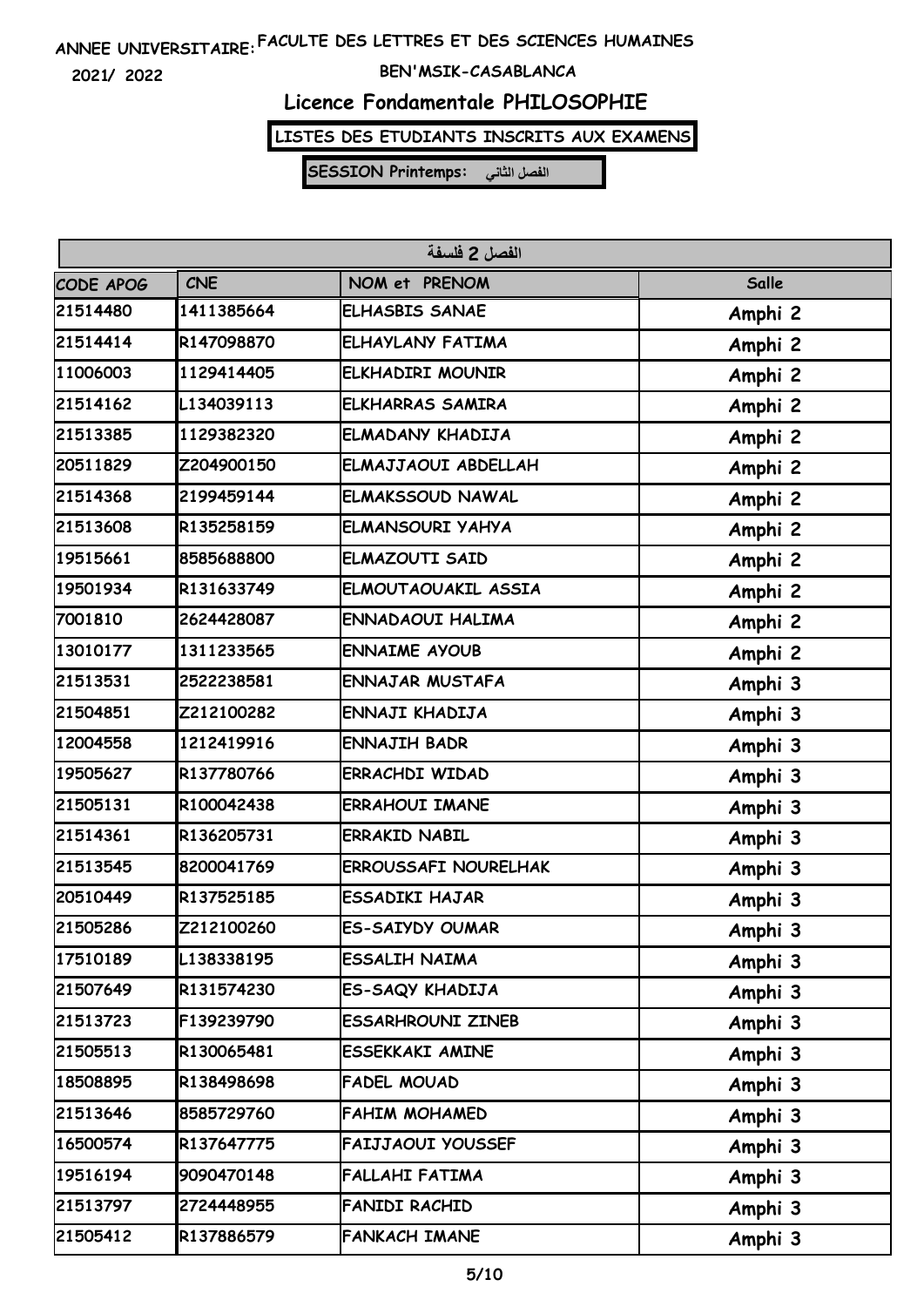ANNEE UNIVERSITAIRE: FACULTE DES LETTRES ET DES SCIENCES HUMAINES

2021/ 2022

BEN'MSIK-CASABLANCA

# Licence Fondamentale PHILOSOPHIE

**LISTES DES ETUDIANTS INSCRITS AUX EXAMENS**

**SESSION Printemps: الفصل الثاني**

| الفصل 2 فلسفة | | | |
|---|---|---|---|
| CODE APOG | CNE | NOM et PRENOM | Salle |
| 21514480 | 1411385664 | ELHASBIS SANAE | Amphi 2 |
| 21514414 | R147098870 | ELHAYLANY FATIMA | Amphi 2 |
| 11006003 | 1129414405 | ELKHADIRI MOUNIR | Amphi 2 |
| 21514162 | L134039113 | ELKHARRAS SAMIRA | Amphi 2 |
| 21513385 | 1129382320 | ELMADANY KHADIJA | Amphi 2 |
| 20511829 | Z204900150 | ELMAJJAOUI ABDELLAH | Amphi 2 |
| 21514368 | 2199459144 | ELMAKSSOUD NAWAL | Amphi 2 |
| 21513608 | R135258159 | ELMANSOURI YAHYA | Amphi 2 |
| 19515661 | 8585688800 | ELMAZOUTI SAID | Amphi 2 |
| 19501934 | R131633749 | ELMOUTAOUAKIL ASSIA | Amphi 2 |
| 7001810 | 2624428087 | ENNADAOUI HALIMA | Amphi 2 |
| 13010177 | 1311233565 | ENNAIME AYOUB | Amphi 2 |
| 21513531 | 2522238581 | ENNAJAR MUSTAFA | Amphi 3 |
| 21504851 | Z212100282 | ENNAJI KHADIJA | Amphi 3 |
| 12004558 | 1212419916 | ENNAJIH BADR | Amphi 3 |
| 19505627 | R137780766 | ERRACHDI WIDAD | Amphi 3 |
| 21505131 | R100042438 | ERRAHOUI IMANE | Amphi 3 |
| 21514361 | R136205731 | ERRAKID NABIL | Amphi 3 |
| 21513545 | 8200041769 | ERROUSSAFI NOURELHAK | Amphi 3 |
| 20510449 | R137525185 | ESSADIKI HAJAR | Amphi 3 |
| 21505286 | Z212100260 | ES-SAIYDY OUMAR | Amphi 3 |
| 17510189 | L138338195 | ESSALIH NAIMA | Amphi 3 |
| 21507649 | R131574230 | ES-SAQY KHADIJA | Amphi 3 |
| 21513723 | F139239790 | ESSARHROUNI ZINEB | Amphi 3 |
| 21505513 | R130065481 | ESSEKKAKI AMINE | Amphi 3 |
| 18508895 | R138498698 | FADEL MOUAD | Amphi 3 |
| 21513646 | 8585729760 | FAHIM MOHAMED | Amphi 3 |
| 16500574 | R137647775 | FAIJJAOUI YOUSSEF | Amphi 3 |
| 19516194 | 9090470148 | FALLAHI FATIMA | Amphi 3 |
| 21513797 | 2724448955 | FANIDI RACHID | Amphi 3 |
| 21505412 | R137886579 | FANKACH IMANE | Amphi 3 |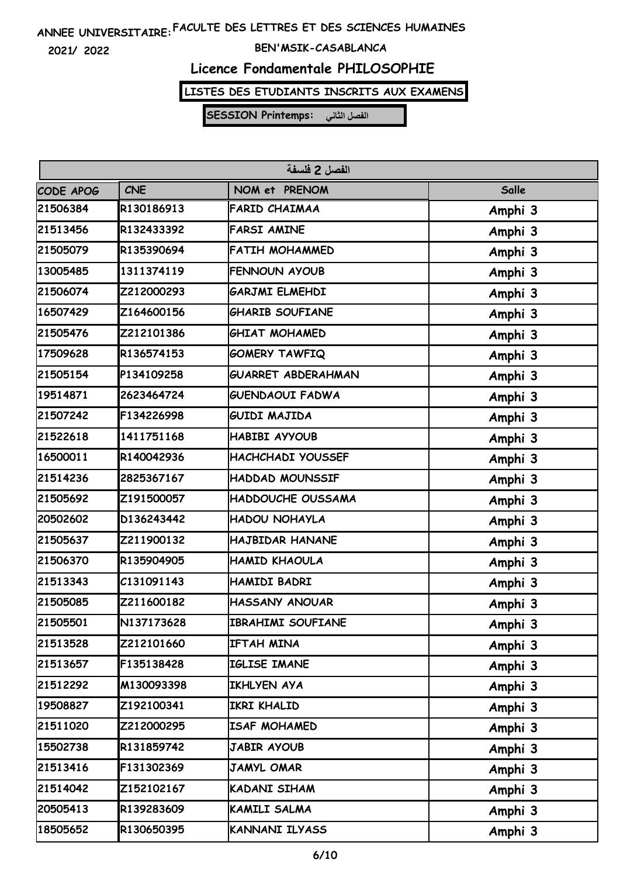ANNEE UNIVERSITAIRE: FACULTE DES LETTRES ET DES SCIENCES HUMAINES

2021/ 2022

BEN'MSIK-CASABLANCA

# Licence Fondamentale PHILOSOPHIE

**LISTES DES ETUDIANTS INSCRITS AUX EXAMENS**

**SESSION Printemps: الفصل الثاني**

| الفصل 2 فلسفة | | | |
|---|---|---|---|
| CODE APOG | CNE | NOM et PRENOM | Salle |
| 21506384 | R130186913 | FARID CHAIMAA | Amphi 3 |
| 21513456 | R132433392 | FARSI AMINE | Amphi 3 |
| 21505079 | R135390694 | FATIH MOHAMMED | Amphi 3 |
| 13005485 | 1311374119 | FENNOUN AYOUB | Amphi 3 |
| 21506074 | Z212000293 | GARJMI ELMEHDI | Amphi 3 |
| 16507429 | Z164600156 | GHARIB SOUFIANE | Amphi 3 |
| 21505476 | Z212101386 | GHIAT MOHAMED | Amphi 3 |
| 17509628 | R136574153 | GOMERY TAWFIQ | Amphi 3 |
| 21505154 | P134109258 | GUARRET ABDERAHMAN | Amphi 3 |
| 19514871 | 2623464724 | GUENDAOUI FADWA | Amphi 3 |
| 21507242 | F134226998 | GUIDI MAJIDA | Amphi 3 |
| 21522618 | 1411751168 | HABIBI AYYOUB | Amphi 3 |
| 16500011 | R140042936 | HACHCHADI YOUSSEF | Amphi 3 |
| 21514236 | 2825367167 | HADDAD MOUNSSIF | Amphi 3 |
| 21505692 | Z191500057 | HADDOUCHE OUSSAMA | Amphi 3 |
| 20502602 | D136243442 | HADOU NOHAYLA | Amphi 3 |
| 21505637 | Z211900132 | HAJBIDAR HANANE | Amphi 3 |
| 21506370 | R135904905 | HAMID KHAOULA | Amphi 3 |
| 21513343 | C131091143 | HAMIDI BADRI | Amphi 3 |
| 21505085 | Z211600182 | HASSANY ANOUAR | Amphi 3 |
| 21505501 | N137173628 | IBRAHIMI SOUFIANE | Amphi 3 |
| 21513528 | Z212101660 | IFTAH MINA | Amphi 3 |
| 21513657 | F135138428 | IGLISE IMANE | Amphi 3 |
| 21512292 | M130093398 | IKHLYEN AYA | Amphi 3 |
| 19508827 | Z192100341 | IKRI KHALID | Amphi 3 |
| 21511020 | Z212000295 | ISAF MOHAMED | Amphi 3 |
| 15502738 | R131859742 | JABIR AYOUB | Amphi 3 |
| 21513416 | F131302369 | JAMYL OMAR | Amphi 3 |
| 21514042 | Z152102167 | KADANI SIHAM | Amphi 3 |
| 20505413 | R139283609 | KAMILI SALMA | Amphi 3 |
| 18505652 | R130650395 | KANNANI ILYASS | Amphi 3 |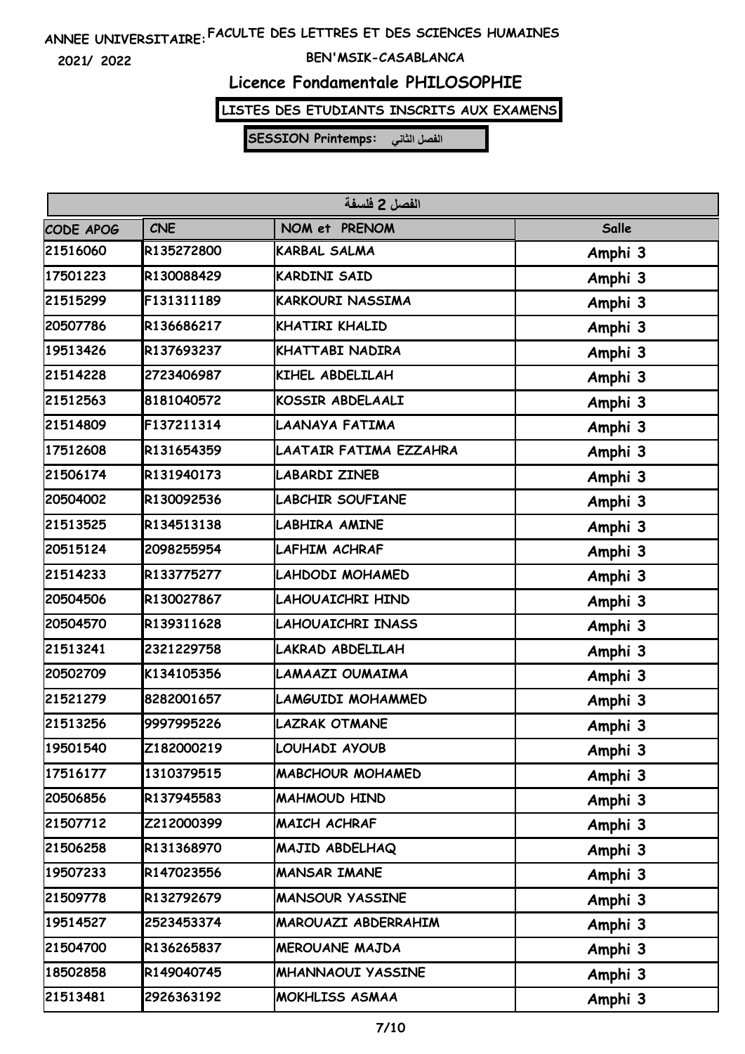ANNEE UNIVERSITAIRE: FACULTE DES LETTRES ET DES SCIENCES HUMAINES

2021/ 2022

BEN'MSIK-CASABLANCA

## Licence Fondamentale PHILOSOPHIE

**LISTES DES ETUDIANTS INSCRITS AUX EXAMENS**

**SESSION Printemps: الفصل الثاني**

| الفصل 2 فلسفة | | | |
|---|---|---|---|
| CODE APOG | CNE | NOM et PRENOM | Salle |
| 21516060 | R135272800 | KARBAL SALMA | Amphi 3 |
| 17501223 | R130088429 | KARDINI SAID | Amphi 3 |
| 21515299 | F131311189 | KARKOURI NASSIMA | Amphi 3 |
| 20507786 | R136686217 | KHATIRI KHALID | Amphi 3 |
| 19513426 | R137693237 | KHATTABI NADIRA | Amphi 3 |
| 21514228 | 2723406987 | KIHEL ABDELILAH | Amphi 3 |
| 21512563 | 8181040572 | KOSSIR ABDELAALI | Amphi 3 |
| 21514809 | F137211314 | LAANAYA FATIMA | Amphi 3 |
| 17512608 | R131654359 | LAATAIR FATIMA EZZAHRA | Amphi 3 |
| 21506174 | R131940173 | LABARDI ZINEB | Amphi 3 |
| 20504002 | R130092536 | LABCHIR SOUFIANE | Amphi 3 |
| 21513525 | R134513138 | LABHIRA AMINE | Amphi 3 |
| 20515124 | 2098255954 | LAFHIM ACHRAF | Amphi 3 |
| 21514233 | R133775277 | LAHDODI MOHAMED | Amphi 3 |
| 20504506 | R130027867 | LAHOUAICHRI HIND | Amphi 3 |
| 20504570 | R139311628 | LAHOUAICHRI INASS | Amphi 3 |
| 21513241 | 2321229758 | LAKRAD ABDELILAH | Amphi 3 |
| 20502709 | K134105356 | LAMAAZI OUMAIMA | Amphi 3 |
| 21521279 | 8282001657 | LAMGUIDI MOHAMMED | Amphi 3 |
| 21513256 | 9997995226 | LAZRAK OTMANE | Amphi 3 |
| 19501540 | Z182000219 | LOUHADI AYOUB | Amphi 3 |
| 17516177 | 1310379515 | MABCHOUR MOHAMED | Amphi 3 |
| 20506856 | R137945583 | MAHMOUD HIND | Amphi 3 |
| 21507712 | Z212000399 | MAICH ACHRAF | Amphi 3 |
| 21506258 | R131368970 | MAJID ABDELHAQ | Amphi 3 |
| 19507233 | R147023556 | MANSAR IMANE | Amphi 3 |
| 21509778 | R132792679 | MANSOUR YASSINE | Amphi 3 |
| 19514527 | 2523453374 | MAROUAZI ABDERRAHIM | Amphi 3 |
| 21504700 | R136265837 | MEROUANE MAJDA | Amphi 3 |
| 18502858 | R149040745 | MHANNAOUI YASSINE | Amphi 3 |
| 21513481 | 2926363192 | MOKHLISS ASMAA | Amphi 3 |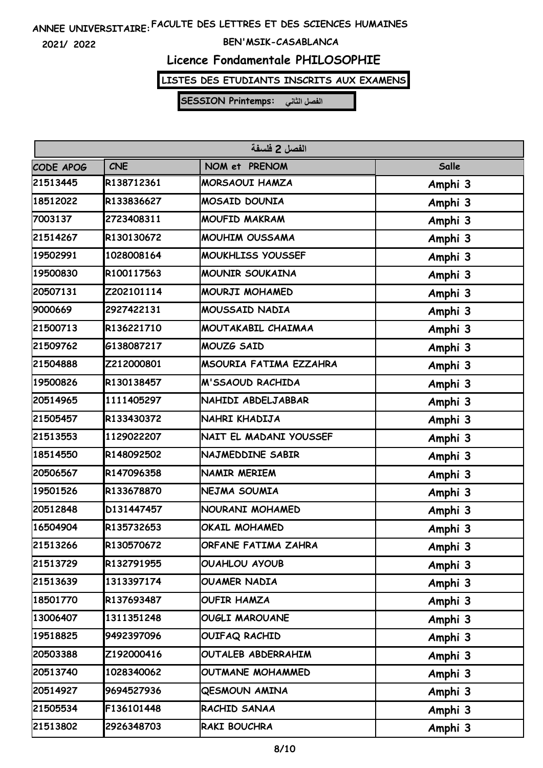ANNEE UNIVERSITAIRE: FACULTE DES LETTRES ET DES SCIENCES HUMAINES

2021/ 2022

BEN'MSIK-CASABLANCA

# Licence Fondamentale PHILOSOPHIE

**LISTES DES ETUDIANTS INSCRITS AUX EXAMENS**

**SESSION Printemps: الفصل الثاني**

| الفصل 2 فلسفة | | | |
|---|---|---|---|
| CODE APOG | CNE | NOM et PRENOM | Salle |
| 21513445 | R138712361 | MORSAOUI HAMZA | Amphi 3 |
| 18512022 | R133836627 | MOSAID DOUNIA | Amphi 3 |
| 7003137 | 2723408311 | MOUFID MAKRAM | Amphi 3 |
| 21514267 | R130130672 | MOUHIM OUSSAMA | Amphi 3 |
| 19502991 | 1028008164 | MOUKHLISS YOUSSEF | Amphi 3 |
| 19500830 | R100117563 | MOUNIR SOUKAINA | Amphi 3 |
| 20507131 | Z202101114 | MOURJI MOHAMED | Amphi 3 |
| 9000669 | 2927422131 | MOUSSAID NADIA | Amphi 3 |
| 21500713 | R136221710 | MOUTAKABIL CHAIMAA | Amphi 3 |
| 21509762 | G138087217 | MOUZG SAID | Amphi 3 |
| 21504888 | Z212000801 | MSOURIA FATIMA EZZAHRA | Amphi 3 |
| 19500826 | R130138457 | M'SSAOUD RACHIDA | Amphi 3 |
| 20514965 | 1111405297 | NAHIDI ABDELJABBAR | Amphi 3 |
| 21505457 | R133430372 | NAHRI KHADIJA | Amphi 3 |
| 21513553 | 1129022207 | NAIT EL MADANI YOUSSEF | Amphi 3 |
| 18514550 | R148092502 | NAJMEDDINE SABIR | Amphi 3 |
| 20506567 | R147096358 | NAMIR MERIEM | Amphi 3 |
| 19501526 | R133678870 | NEJMA SOUMIA | Amphi 3 |
| 20512848 | D131447457 | NOURANI MOHAMED | Amphi 3 |
| 16504904 | R135732653 | OKAIL MOHAMED | Amphi 3 |
| 21513266 | R130570672 | ORFANE FATIMA ZAHRA | Amphi 3 |
| 21513729 | R132791955 | OUAHLOU AYOUB | Amphi 3 |
| 21513639 | 1313397174 | OUAMER NADIA | Amphi 3 |
| 18501770 | R137693487 | OUFIR HAMZA | Amphi 3 |
| 13006407 | 1311351248 | OUGLI MAROUANE | Amphi 3 |
| 19518825 | 9492397096 | OUIFAQ RACHID | Amphi 3 |
| 20503388 | Z192000416 | OUTALEB ABDERRAHIM | Amphi 3 |
| 20513740 | 1028340062 | OUTMANE MOHAMMED | Amphi 3 |
| 20514927 | 9694527936 | QESMOUN AMINA | Amphi 3 |
| 21505534 | F136101448 | RACHID SANAA | Amphi 3 |
| 21513802 | 2926348703 | RAKI BOUCHRA | Amphi 3 |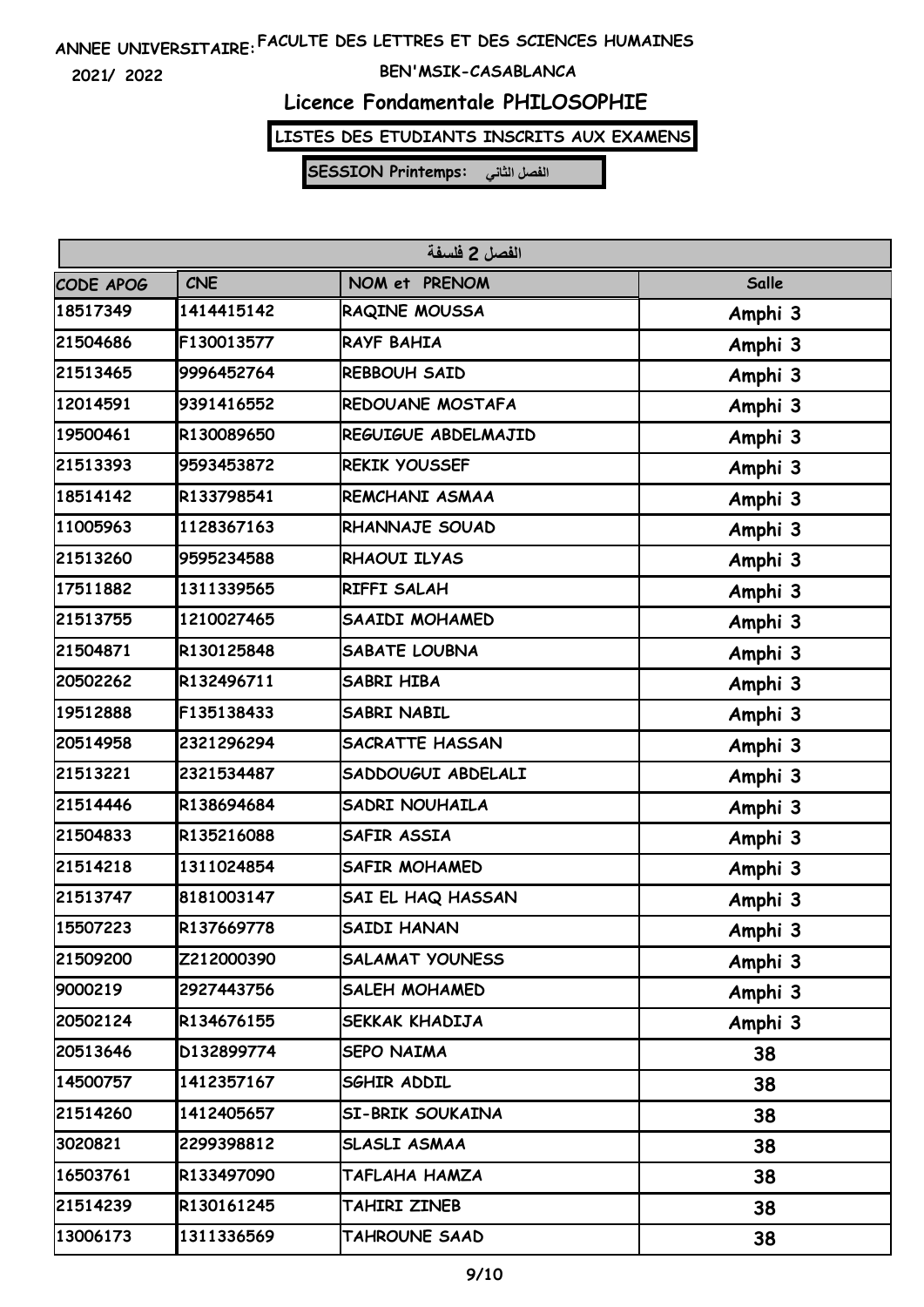ANNEE UNIVERSITAIRE: FACULTE DES LETTRES ET DES SCIENCES HUMAINES

2021/ 2022

BEN'MSIK-CASABLANCA

# Licence Fondamentale PHILOSOPHIE

**LISTES DES ETUDIANTS INSCRITS AUX EXAMENS**

**SESSION Printemps: الفصل الثاني**

| الفصل 2 فلسفة | | | |
|---|---|---|---|
| CODE APOG | CNE | NOM et PRENOM | Salle |
| 18517349 | 1414415142 | RAQINE MOUSSA | Amphi 3 |
| 21504686 | F130013577 | RAYF BAHIA | Amphi 3 |
| 21513465 | 9996452764 | REBBOUH SAID | Amphi 3 |
| 12014591 | 9391416552 | REDOUANE MOSTAFA | Amphi 3 |
| 19500461 | R130089650 | REGUIGUE ABDELMAJID | Amphi 3 |
| 21513393 | 9593453872 | REKIK YOUSSEF | Amphi 3 |
| 18514142 | R133798541 | REMCHANI ASMAA | Amphi 3 |
| 11005963 | 1128367163 | RHANNAJE SOUAD | Amphi 3 |
| 21513260 | 9595234588 | RHAOUI ILYAS | Amphi 3 |
| 17511882 | 1311339565 | RIFFI SALAH | Amphi 3 |
| 21513755 | 1210027465 | SAAIDI MOHAMED | Amphi 3 |
| 21504871 | R130125848 | SABATE LOUBNA | Amphi 3 |
| 20502262 | R132496711 | SABRI HIBA | Amphi 3 |
| 19512888 | F135138433 | SABRI NABIL | Amphi 3 |
| 20514958 | 2321296294 | SACRATTE HASSAN | Amphi 3 |
| 21513221 | 2321534487 | SADDOUGUI ABDELALI | Amphi 3 |
| 21514446 | R138694684 | SADRI NOUHAILA | Amphi 3 |
| 21504833 | R135216088 | SAFIR ASSIA | Amphi 3 |
| 21514218 | 1311024854 | SAFIR MOHAMED | Amphi 3 |
| 21513747 | 8181003147 | SAI EL HAQ HASSAN | Amphi 3 |
| 15507223 | R137669778 | SAIDI HANAN | Amphi 3 |
| 21509200 | Z212000390 | SALAMAT YOUNESS | Amphi 3 |
| 9000219 | 2927443756 | SALEH MOHAMED | Amphi 3 |
| 20502124 | R134676155 | SEKKAK KHADIJA | Amphi 3 |
| 20513646 | D132899774 | SEPO NAIMA | 38 |
| 14500757 | 1412357167 | SGHIR ADDIL | 38 |
| 21514260 | 1412405657 | SI-BRIK SOUKAINA | 38 |
| 3020821 | 2299398812 | SLASLI ASMAA | 38 |
| 16503761 | R133497090 | TAFLAHA HAMZA | 38 |
| 21514239 | R130161245 | TAHIRI ZINEB | 38 |
| 13006173 | 1311336569 | TAHROUNE SAAD | 38 |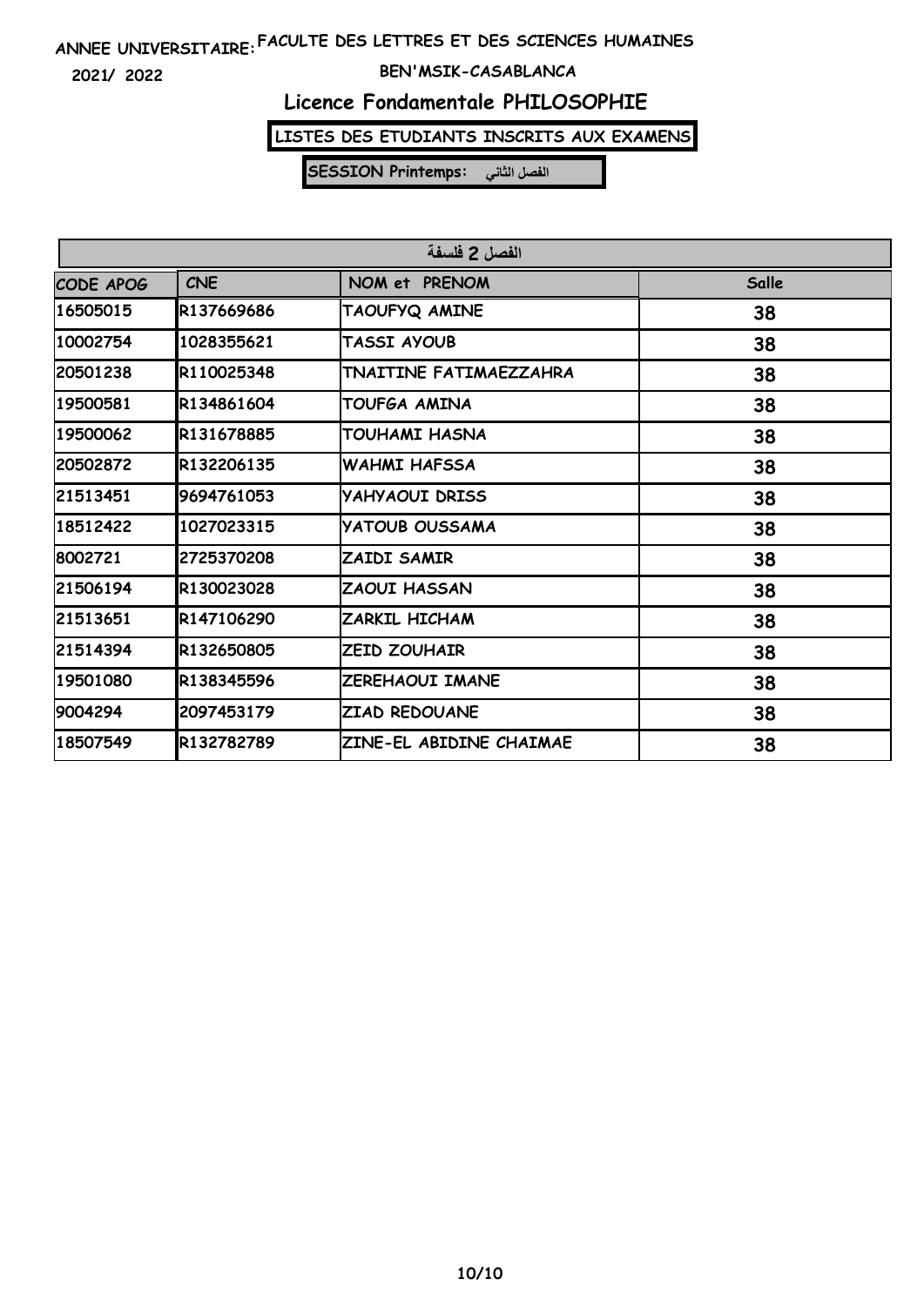ANNEE UNIVERSITAIRE: FACULTE DES LETTRES ET DES SCIENCES HUMAINES

2021/ 2022

BEN'MSIK-CASABLANCA

## Licence Fondamentale PHILOSOPHIE

**LISTES DES ETUDIANTS INSCRITS AUX EXAMENS**

**SESSION Printemps: الفصل الثاني**

| الفصل 2 فلسفة | | | |
|---|---|---|---|
| CODE APOG | CNE | NOM et PRENOM | Salle |
| 16505015 | R137669686 | TAOUFYQ AMINE | 38 |
| 10002754 | 1028355621 | TASSI AYOUB | 38 |
| 20501238 | R110025348 | TNAITINE FATIMAEZZAHRA | 38 |
| 19500581 | R134861604 | TOUFGA AMINA | 38 |
| 19500062 | R131678885 | TOUHAMI HASNA | 38 |
| 20502872 | R132206135 | WAHMI HAFSSA | 38 |
| 21513451 | 9694761053 | YAHYAOUI DRISS | 38 |
| 18512422 | 1027023315 | YATOUB OUSSAMA | 38 |
| 8002721 | 2725370208 | ZAIDI SAMIR | 38 |
| 21506194 | R130023028 | ZAOUI HASSAN | 38 |
| 21513651 | R147106290 | ZARKIL HICHAM | 38 |
| 21514394 | R132650805 | ZEID ZOUHAIR | 38 |
| 19501080 | R138345596 | ZEREHAOUI IMANE | 38 |
| 9004294 | 2097453179 | ZIAD REDOUANE | 38 |
| 18507549 | R132782789 | ZINE-EL ABIDINE CHAIMAE | 38 |